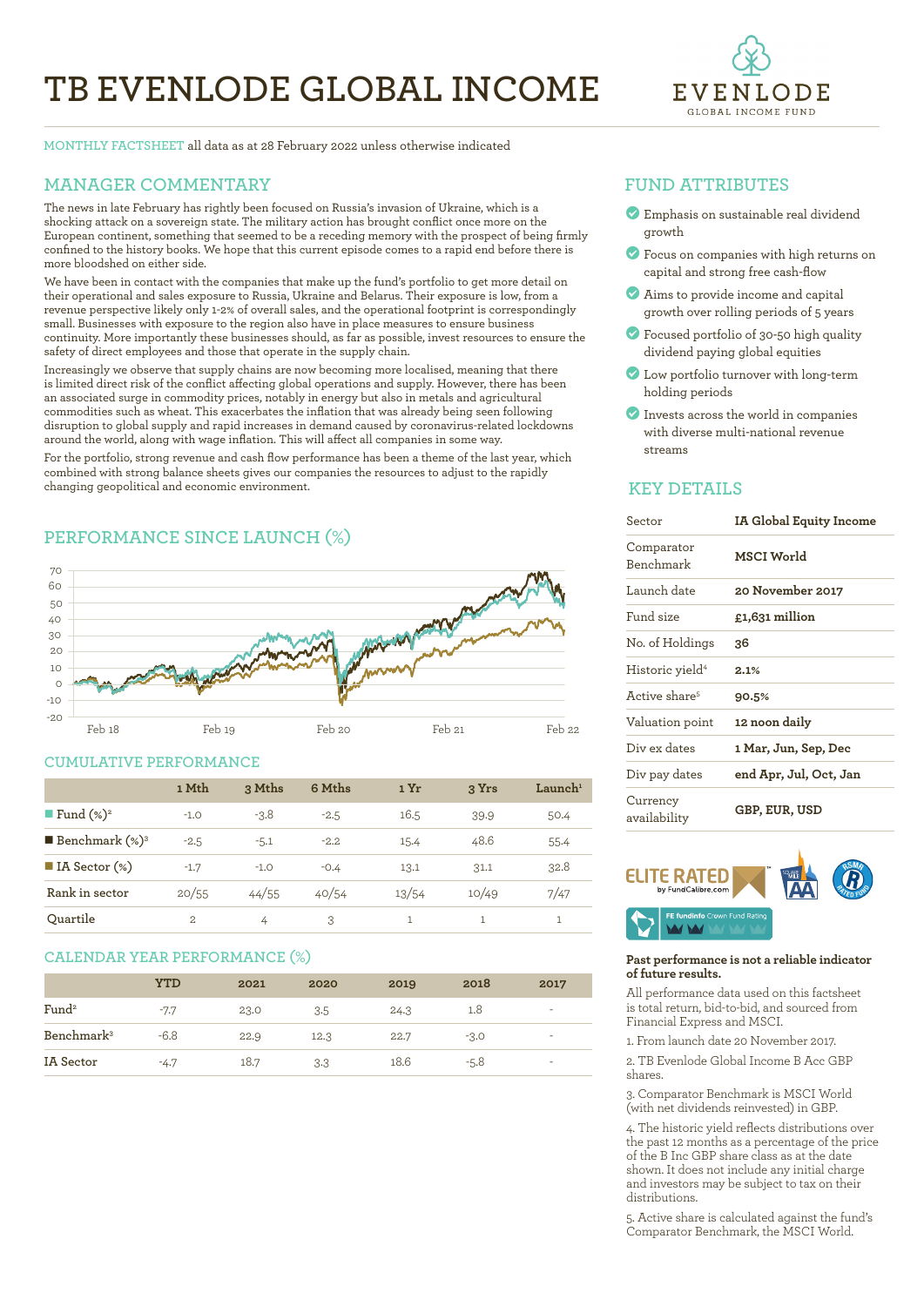# TB EVENLODE GLOBAL INCOME

MONTHLY FACTSHEET all data as at 28 February 2022 unless otherwise indicated

## MANAGER COMMENTARY

The news in late February has rightly been focused on Russia's invasion of Ukraine, which is a shocking attack on a sovereign state. The military action has brought conflict once more on the European continent, something that seemed to be a receding memory with the prospect of being firmly confined to the history books. We hope that this current episode comes to a rapid end before there is more bloodshed on either side.

We have been in contact with the companies that make up the fund's portfolio to get more detail on their operational and sales exposure to Russia, Ukraine and Belarus. Their exposure is low, from a revenue perspective likely only 1-2% of overall sales, and the operational footprint is correspondingly small. Businesses with exposure to the region also have in place measures to ensure business continuity. More importantly these businesses should, as far as possible, invest resources to ensure the safety of direct employees and those that operate in the supply chain.

Increasingly we observe that supply chains are now becoming more localised, meaning that there is limited direct risk of the conflict affecting global operations and supply. However, there has been an associated surge in commodity prices, notably in energy but also in metals and agricultural commodities such as wheat. This exacerbates the inflation that was already being seen following disruption to global supply and rapid increases in demand caused by coronavirus-related lockdowns around the world, along with wage inflation. This will affect all companies in some way.

For the portfolio, strong revenue and cash flow performance has been a theme of the last year, which combined with strong balance sheets gives our companies the resources to adjust to the rapidly changing geopolitical and economic environment.

## PERFORMANCE SINCE LAUNCH (%)

## CUMULATIVE PERFORMANCE

| | 1 Mth | 3 Mths | 6 Mths | 1 Yr | 3 Yrs | Launch[1] |
|---|---|---|---|---|---|---|
| Fund (%)[2] | -1.0 | -3.8 | -2.5 | 16.5 | 39.9 | 50.4 |
| Benchmark (%)[3] | -2.5 | -5.1 | -2.2 | 15.4 | 48.6 | 55.4 |
| IA Sector (%) | -1.7 | -1.0 | -0.4 | 13.1 | 31.1 | 32.8 |
| Rank in sector | 20/55 | 44/55 | 40/54 | 13/54 | 10/49 | 7/47 |
| Quartile | 2 | 4 | 3 | 1 | 1 | 1 |

## CALENDAR YEAR PERFORMANCE (%)

| | YTD | 2021 | 2020 | 2019 | 2018 | 2017 |
|---|---|---|---|---|---|---|
| Fund[2] | -7.7 | 23.0 | 3.5 | 24.3 | 1.8 | - |
| Benchmark[3] | -6.8 | 22.9 | 12.3 | 22.7 | -3.0 | - |
| IA Sector | -4.7 | 18.7 | 3.3 | 18.6 | -5.8 | - |

## FUND ATTRIBUTES

- Emphasis on sustainable real dividend growth
- Focus on companies with high returns on capital and strong free cash-flow
- Aims to provide income and capital growth over rolling periods of 5 years
- Focused portfolio of 30-50 high quality dividend paying global equities
- Low portfolio turnover with long-term holding periods
- Invests across the world in companies with diverse multi-national revenue streams

## KEY DETAILS

| | |
|---|---|
| Sector | IA Global Equity Income |
| Comparator Benchmark | MSCI World |
| Launch date | 20 November 2017 |
| Fund size | £1,631 million |
| No. of Holdings | 36 |
| Historic yield[4] | 2.1% |
| Active share[5] | 90.5% |
| Valuation point | 12 noon daily |
| Div ex dates | 1 Mar, Jun, Sep, Dec |
| Div pay dates | end Apr, Jul, Oct, Jan |
| Currency availability | GBP, EUR, USD |

**Past performance is not a reliable indicator of future results.**

All performance data used on this factsheet is total return, bid-to-bid, and sourced from Financial Express and MSCI.

1. From launch date 20 November 2017.

2. TB Evenlode Global Income B Acc GBP shares.

3. Comparator Benchmark is MSCI World (with net dividends reinvested) in GBP.

4. The historic yield reflects distributions over the past 12 months as a percentage of the price of the B Inc GBP share class as at the date shown. It does not include any initial charge and investors may be subject to tax on their distributions.

5. Active share is calculated against the fund's Comparator Benchmark, the MSCI World.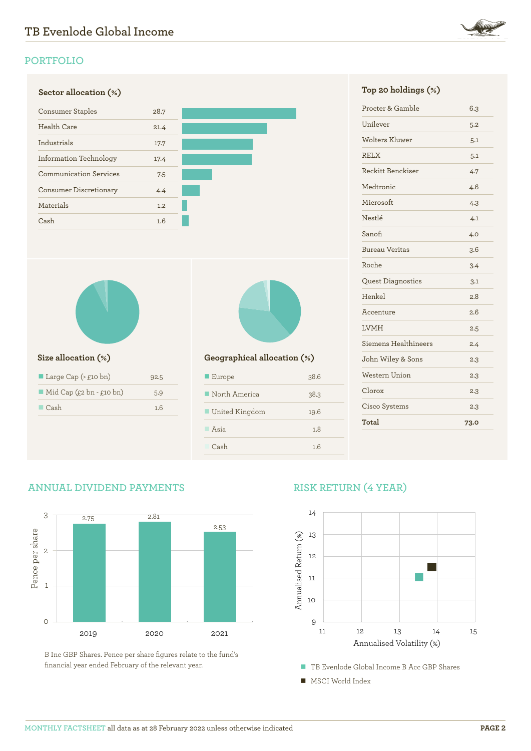# TB Evenlode Global Income

## PORTFOLIO

### Sector allocation (%)

| Sector | % |
|---|---|
| Consumer Staples | 28.7 |
| Health Care | 21.4 |
| Industrials | 17.7 |
| Information Technology | 17.4 |
| Communication Services | 7.5 |
| Consumer Discretionary | 4.4 |
| Materials | 1.2 |
| Cash | 1.6 |

### Top 20 holdings (%)

| Holding | % |
|---|---|
| Procter & Gamble | 6.3 |
| Unilever | 5.2 |
| Wolters Kluwer | 5.1 |
| RELX | 5.1 |
| Reckitt Benckiser | 4.7 |
| Medtronic | 4.6 |
| Microsoft | 4.3 |
| Nestlé | 4.1 |
| Sanofi | 4.0 |
| Bureau Veritas | 3.6 |
| Roche | 3.4 |
| Quest Diagnostics | 3.1 |
| Henkel | 2.8 |
| Accenture | 2.6 |
| LVMH | 2.5 |
| Siemens Healthineers | 2.4 |
| John Wiley & Sons | 2.3 |
| Western Union | 2.3 |
| Clorox | 2.3 |
| Cisco Systems | 2.3 |
| **Total** | **73.0** |

### Size allocation (%)

| Size | % |
|---|---|
| Large Cap (> £10 bn) | 92.5 |
| Mid Cap (£2 bn - £10 bn) | 5.9 |
| Cash | 1.6 |

### Geographical allocation (%)

| Region | % |
|---|---|
| Europe | 38.6 |
| North America | 38.3 |
| United Kingdom | 19.6 |
| Asia | 1.8 |
| Cash | 1.6 |

## ANNUAL DIVIDEND PAYMENTS

| Year | Pence per share |
|---|---|
| 2019 | 2.75 |
| 2020 | 2.81 |
| 2021 | 2.53 |

B Inc GBP Shares. Pence per share figures relate to the fund's financial year ended February of the relevant year.

## RISK RETURN (4 YEAR)

Annualised Return (%) vs Annualised Volatility (%)

- TB Evenlode Global Income B Acc GBP Shares
- MSCI World Index

MONTHLY FACTSHEET all data as at 28 February 2022 unless otherwise indicated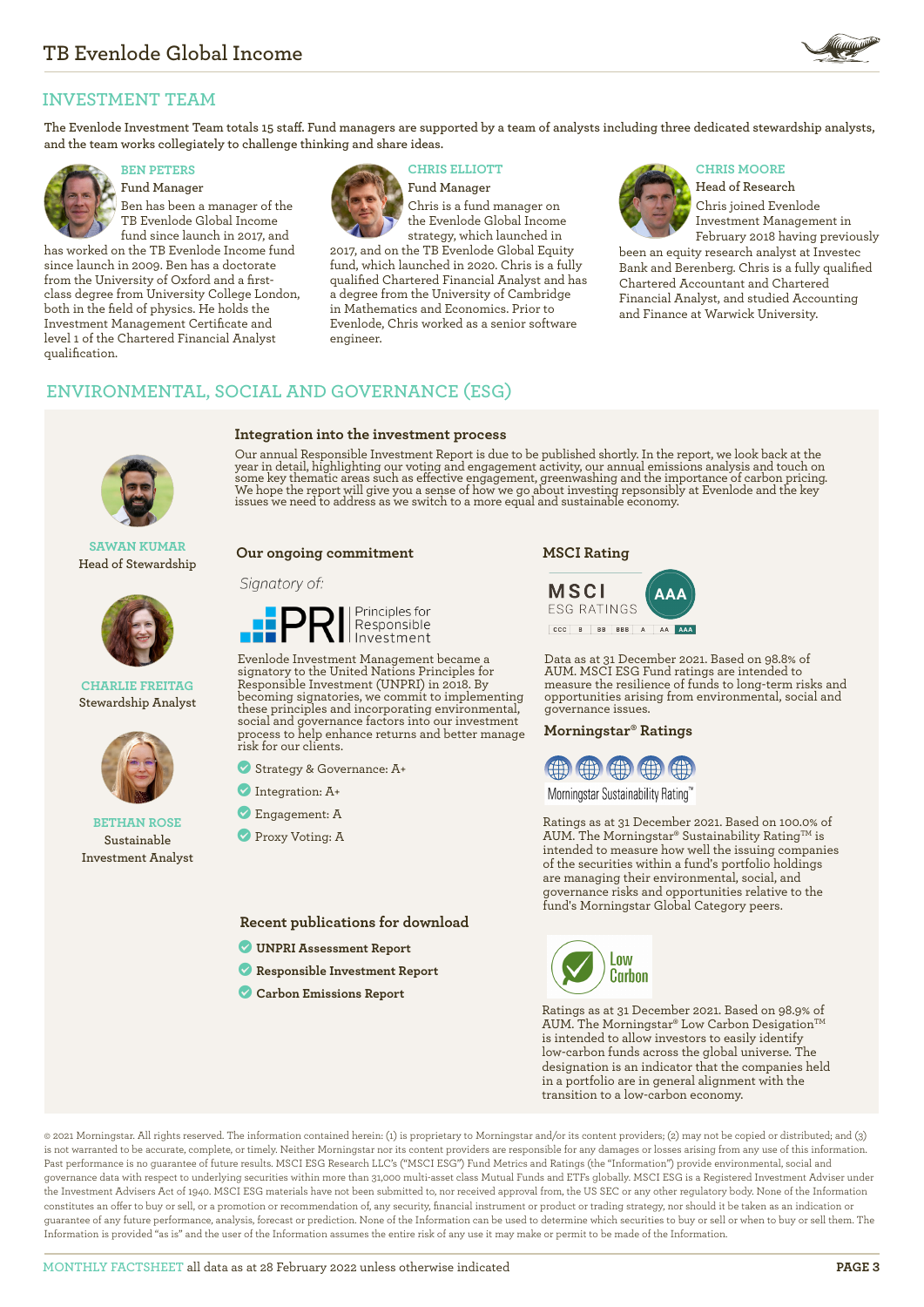## INVESTMENT TEAM

The Evenlode Investment Team totals 15 staff. Fund managers are supported by a team of analysts including three dedicated stewardship analysts, and the team works collegiately to challenge thinking and share ideas.

### BEN PETERS

Fund Manager

Ben has been a manager of the TB Evenlode Global Income fund since launch in 2017, and has worked on the TB Evenlode Income fund since launch in 2009. Ben has a doctorate from the University of Oxford and a first-class degree from University College London, both in the field of physics. He holds the Investment Management Certificate and level 1 of the Chartered Financial Analyst qualification.

### CHRIS ELLIOTT

Fund Manager

Chris is a fund manager on the Evenlode Global Income strategy, which launched in 2017, and on the TB Evenlode Global Equity fund, which launched in 2020. Chris is a fully qualified Chartered Financial Analyst and has a degree from the University of Cambridge in Mathematics and Economics. Prior to Evenlode, Chris worked as a senior software engineer.

### CHRIS MOORE

Head of Research

Chris joined Evenlode Investment Management in February 2018 having previously been an equity research analyst at Investec Bank and Berenberg. Chris is a fully qualified Chartered Accountant and Chartered Financial Analyst, and studied Accounting and Finance at Warwick University.

## ENVIRONMENTAL, SOCIAL AND GOVERNANCE (ESG)

**SAWAN KUMAR**
Head of Stewardship

**CHARLIE FREITAG**
Stewardship Analyst

**BETHAN ROSE**
Sustainable Investment Analyst

### Integration into the investment process

Our annual Responsible Investment Report is due to be published shortly. In the report, we look back at the year in detail, highlighting our voting and engagement activity, our annual emissions analysis and touch on some key thematic areas such as effective engagement, greenwashing and the importance of carbon pricing. We hope the report will give you a sense of how we go about investing repsonsibly at Evenlode and the key issues we need to address as we switch to a more equal and sustainable economy.

### Our ongoing commitment

*Signatory of:*

PRI Principles for Responsible Investment

Evenlode Investment Management became a signatory to the United Nations Principles for Responsible Investment (UNPRI) in 2018. By becoming signatories, we commit to implementing these principles and incorporating environmental, social and governance factors into our investment process to help enhance returns and better manage risk for our clients.

- Strategy & Governance: A+
- Integration: A+
- Engagement: A
- Proxy Voting: A

### Recent publications for download

- **UNPRI Assessment Report**
- **Responsible Investment Report**
- **Carbon Emissions Report**

### MSCI Rating

MSCI ESG RATINGS: AAA (CCC | B | BB | BBB | A | AA | AAA)

Data as at 31 December 2021. Based on 98.8% of AUM. MSCI ESG Fund ratings are intended to measure the resilience of funds to long-term risks and opportunities arising from environmental, social and governance issues.

### Morningstar® Ratings

Morningstar Sustainability Rating™

Ratings as at 31 December 2021. Based on 100.0% of AUM. The Morningstar® Sustainability Rating™ is intended to measure how well the issuing companies of the securities within a fund's portfolio holdings are managing their environmental, social, and governance risks and opportunities relative to the fund's Morningstar Global Category peers.

Low Carbon

Ratings as at 31 December 2021. Based on 98.9% of AUM. The Morningstar® Low Carbon Desigation™ is intended to allow investors to easily identify low-carbon funds across the global universe. The designation is an indicator that the companies held in a portfolio are in general alignment with the transition to a low-carbon economy.

© 2021 Morningstar. All rights reserved. The information contained herein: (1) is proprietary to Morningstar and/or its content providers; (2) may not be copied or distributed; and (3) is not warranted to be accurate, complete, or timely. Neither Morningstar nor its content providers are responsible for any damages or losses arising from any use of this information. Past performance is no guarantee of future results. MSCI ESG Research LLC's ("MSCI ESG") Fund Metrics and Ratings (the "Information") provide environmental, social and governance data with respect to underlying securities within more than 31,000 multi-asset class Mutual Funds and ETFs globally. MSCI ESG is a Registered Investment Adviser under the Investment Advisers Act of 1940. MSCI ESG materials have not been submitted to, nor received approval from, the US SEC or any other regulatory body. None of the Information constitutes an offer to buy or sell, or a promotion or recommendation of, any security, financial instrument or product or trading strategy, nor should it be taken as an indication or guarantee of any future performance, analysis, forecast or prediction. None of the Information can be used to determine which securities to buy or sell or when to buy or sell them. The Information is provided "as is" and the user of the Information assumes the entire risk of any use it may make or permit to be made of the Information.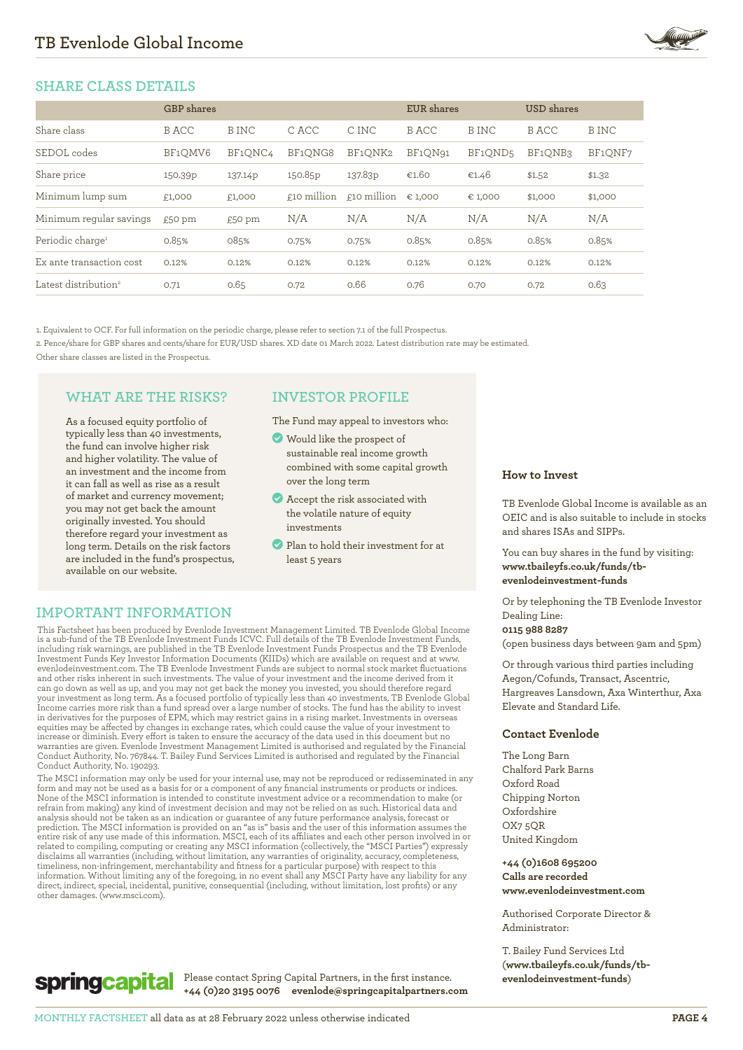# TB Evenlode Global Income

## SHARE CLASS DETAILS

| | GBP shares | | | | EUR shares | | USD shares | |
|---|---|---|---|---|---|---|---|---|
| Share class | B ACC | B INC | C ACC | C INC | B ACC | B INC | B ACC | B INC |
| SEDOL codes | BF1QMV6 | BF1QNC4 | BF1QNG8 | BF1QNK2 | BF1QN91 | BF1QND5 | BF1QNB3 | BF1QNF7 |
| Share price | 150.39p | 137.14p | 150.85p | 137.83p | €1.60 | €1.46 | $1.52 | $1.32 |
| Minimum lump sum | £1,000 | £1,000 | £10 million | £10 million | € 1,000 | € 1,000 | $1,000 | $1,000 |
| Minimum regular savings | £50 pm | £50 pm | N/A | N/A | N/A | N/A | N/A | N/A |
| Periodic charge[1] | 0.85% | 085% | 0.75% | 0.75% | 0.85% | 0.85% | 0.85% | 0.85% |
| Ex ante transaction cost | 0.12% | 0.12% | 0.12% | 0.12% | 0.12% | 0.12% | 0.12% | 0.12% |
| Latest distribution[2] | 0.71 | 0.65 | 0.72 | 0.66 | 0.76 | 0.70 | 0.72 | 0.63 |

1. Equivalent to OCF. For full information on the periodic charge, please refer to section 7.1 of the full Prospectus.

2. Pence/share for GBP shares and cents/share for EUR/USD shares. XD date 01 March 2022. Latest distribution rate may be estimated.

Other share classes are listed in the Prospectus.

## WHAT ARE THE RISKS?

As a focused equity portfolio of typically less than 40 investments, the fund can involve higher risk and higher volatility. The value of an investment and the income from it can fall as well as rise as a result of market and currency movement; you may not get back the amount originally invested. You should therefore regard your investment as long term. Details on the risk factors are included in the fund's prospectus, available on our website.

## INVESTOR PROFILE

The Fund may appeal to investors who:

- Would like the prospect of sustainable real income growth combined with some capital growth over the long term
- Accept the risk associated with the volatile nature of equity investments
- Plan to hold their investment for at least 5 years

## IMPORTANT INFORMATION

This Factsheet has been produced by Evenlode Investment Management Limited. TB Evenlode Global Income is a sub-fund of the TB Evenlode Investment Funds ICVC. Full details of the TB Evenlode Investment Funds, including risk warnings, are published in the TB Evenlode Investment Funds Prospectus and the TB Evenlode Investment Funds Key Investor Information Documents (KIIDs) which are available on request and at www.evenlodeinvestment.com. The TB Evenlode Investment Funds are subject to normal stock market fluctuations and other risks inherent in such investments. The value of your investment and the income derived from it can go down as well as up, and you may not get back the money you invested, you should therefore regard your investment as long term. As a focused portfolio of typically less than 40 investments, TB Evenlode Global Income carries more risk than a fund spread over a large number of stocks. The fund has the ability to invest in derivatives for the purposes of EPM, which may restrict gains in a rising market. Investments in overseas equities may be affected by changes in exchange rates, which could cause the value of your investment to increase or diminish. Every effort is taken to ensure the accuracy of the data used in this document but no warranties are given. Evenlode Investment Management Limited is authorised and regulated by the Financial Conduct Authority, No. 767844. T. Bailey Fund Services Limited is authorised and regulated by the Financial Conduct Authority, No. 190293.

The MSCI information may only be used for your internal use, may not be reproduced or redisseminated in any form and may not be used as a basis for or a component of any financial instruments or products or indices. None of the MSCI information is intended to constitute investment advice or a recommendation to make (or refrain from making) any kind of investment decision and may not be relied on as such. Historical data and analysis should not be taken as an indication or guarantee of any future performance analysis, forecast or prediction. The MSCI information is provided on an "as is" basis and the user of this information assumes the entire risk of any use made of this information. MSCI, each of its affiliates and each other person involved in or related to compiling, computing or creating any MSCI information (collectively, the "MSCI Parties") expressly disclaims all warranties (including, without limitation, any warranties of originality, accuracy, completeness, timeliness, non-infringement, merchantability and fitness for a particular purpose) with respect to this information. Without limiting any of the foregoing, in no event shall any MSCI Party have any liability for any direct, indirect, special, incidental, punitive, consequential (including, without limitation, lost profits) or any other damages. (www.msci.com).

**springcapital** Please contact Spring Capital Partners, in the first instance.
**+44 (0)20 3195 0076 evenlode@springcapitalpartners.com**

### How to Invest

TB Evenlode Global Income is available as an OEIC and is also suitable to include in stocks and shares ISAs and SIPPs.

You can buy shares in the fund by visiting:
**www.tbaileyfs.co.uk/funds/tb-evenlodeinvestment-funds**

Or by telephoning the TB Evenlode Investor Dealing Line:
**0115 988 8287**
(open business days between 9am and 5pm)

Or through various third parties including Aegon/Cofunds, Transact, Ascentric, Hargreaves Lansdown, Axa Winterthur, Axa Elevate and Standard Life.

### Contact Evenlode

The Long Barn
Chalford Park Barns
Oxford Road
Chipping Norton
Oxfordshire
OX7 5QR
United Kingdom

**+44 (0)1608 695200**
**Calls are recorded**
**www.evenlodeinvestment.com**

Authorised Corporate Director & Administrator:

T. Bailey Fund Services Ltd
(**www.tbaileyfs.co.uk/funds/tb-evenlodeinvestment-funds**)

MONTHLY FACTSHEET all data as at 28 February 2022 unless otherwise indicated